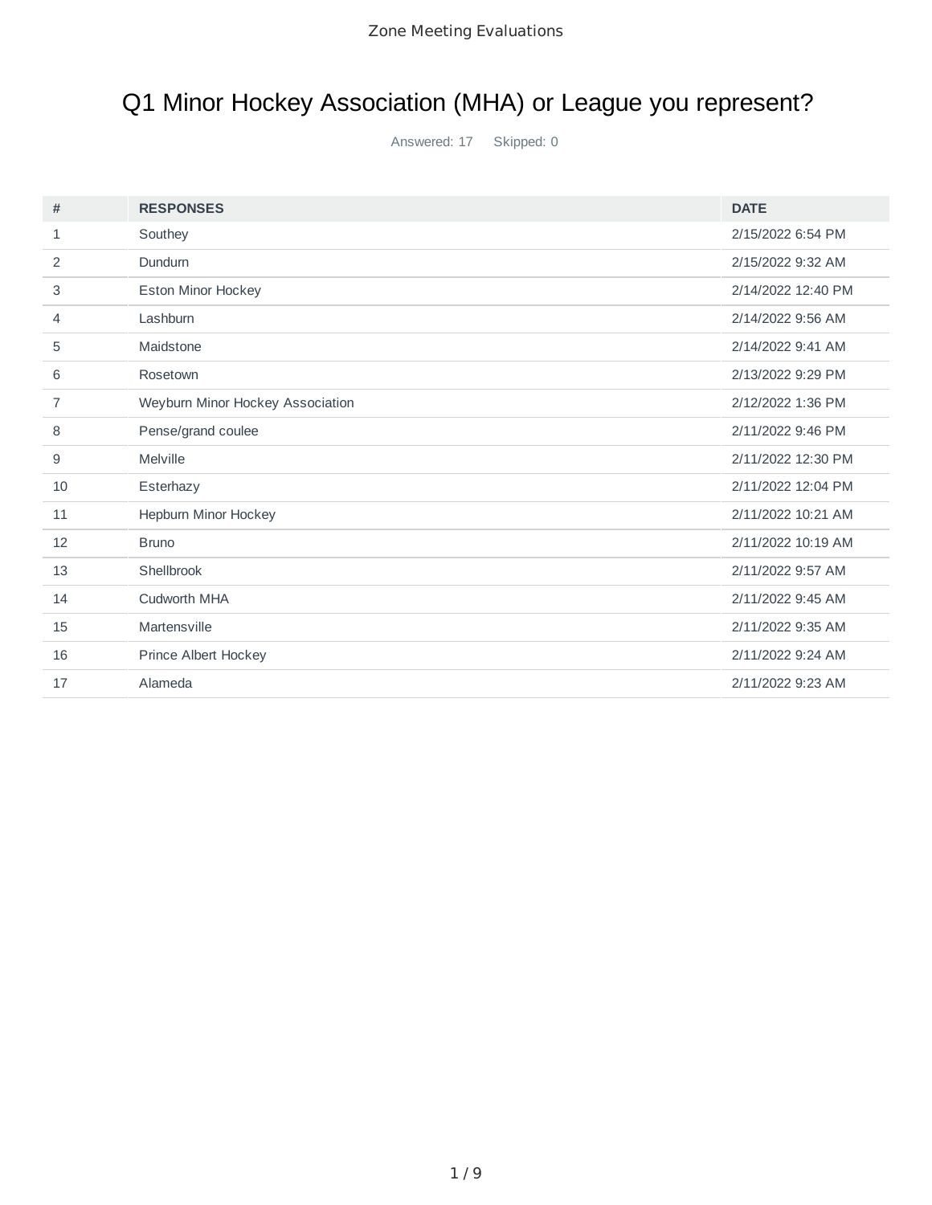Zone Meeting Evaluations

# Q1 Minor Hockey Association (MHA) or League you represent?

Answered: 17 Skipped: 0

| # | RESPONSES | DATE |
|---|---|---|
| 1 | Southey | 2/15/2022 6:54 PM |
| 2 | Dundurn | 2/15/2022 9:32 AM |
| 3 | Eston Minor Hockey | 2/14/2022 12:40 PM |
| 4 | Lashburn | 2/14/2022 9:56 AM |
| 5 | Maidstone | 2/14/2022 9:41 AM |
| 6 | Rosetown | 2/13/2022 9:29 PM |
| 7 | Weyburn Minor Hockey Association | 2/12/2022 1:36 PM |
| 8 | Pense/grand coulee | 2/11/2022 9:46 PM |
| 9 | Melville | 2/11/2022 12:30 PM |
| 10 | Esterhazy | 2/11/2022 12:04 PM |
| 11 | Hepburn Minor Hockey | 2/11/2022 10:21 AM |
| 12 | Bruno | 2/11/2022 10:19 AM |
| 13 | Shellbrook | 2/11/2022 9:57 AM |
| 14 | Cudworth MHA | 2/11/2022 9:45 AM |
| 15 | Martensville | 2/11/2022 9:35 AM |
| 16 | Prince Albert Hockey | 2/11/2022 9:24 AM |
| 17 | Alameda | 2/11/2022 9:23 AM |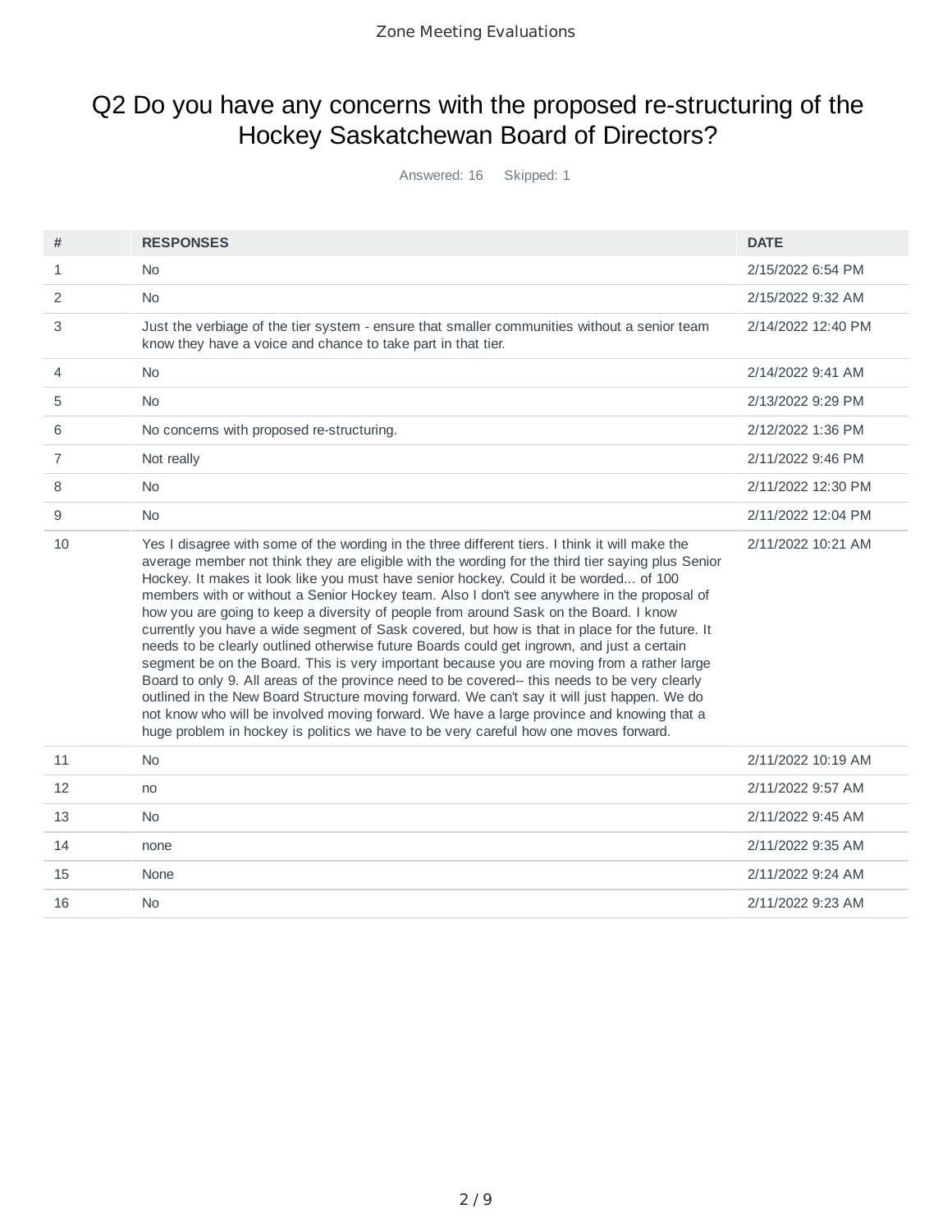# Q2 Do you have any concerns with the proposed re-structuring of the Hockey Saskatchewan Board of Directors?

Answered: 16 Skipped: 1

| # | RESPONSES | DATE |
|---|---|---|
| 1 | No | 2/15/2022 6:54 PM |
| 2 | No | 2/15/2022 9:32 AM |
| 3 | Just the verbiage of the tier system - ensure that smaller communities without a senior team know they have a voice and chance to take part in that tier. | 2/14/2022 12:40 PM |
| 4 | No | 2/14/2022 9:41 AM |
| 5 | No | 2/13/2022 9:29 PM |
| 6 | No concerns with proposed re-structuring. | 2/12/2022 1:36 PM |
| 7 | Not really | 2/11/2022 9:46 PM |
| 8 | No | 2/11/2022 12:30 PM |
| 9 | No | 2/11/2022 12:04 PM |
| 10 | Yes I disagree with some of the wording in the three different tiers. I think it will make the average member not think they are eligible with the wording for the third tier saying plus Senior Hockey. It makes it look like you must have senior hockey. Could it be worded... of 100 members with or without a Senior Hockey team. Also I don't see anywhere in the proposal of how you are going to keep a diversity of people from around Sask on the Board. I know currently you have a wide segment of Sask covered, but how is that in place for the future. It needs to be clearly outlined otherwise future Boards could get ingrown, and just a certain segment be on the Board. This is very important because you are moving from a rather large Board to only 9. All areas of the province need to be covered-- this needs to be very clearly outlined in the New Board Structure moving forward. We can't say it will just happen. We do not know who will be involved moving forward. We have a large province and knowing that a huge problem in hockey is politics we have to be very careful how one moves forward. | 2/11/2022 10:21 AM |
| 11 | No | 2/11/2022 10:19 AM |
| 12 | no | 2/11/2022 9:57 AM |
| 13 | No | 2/11/2022 9:45 AM |
| 14 | none | 2/11/2022 9:35 AM |
| 15 | None | 2/11/2022 9:24 AM |
| 16 | No | 2/11/2022 9:23 AM |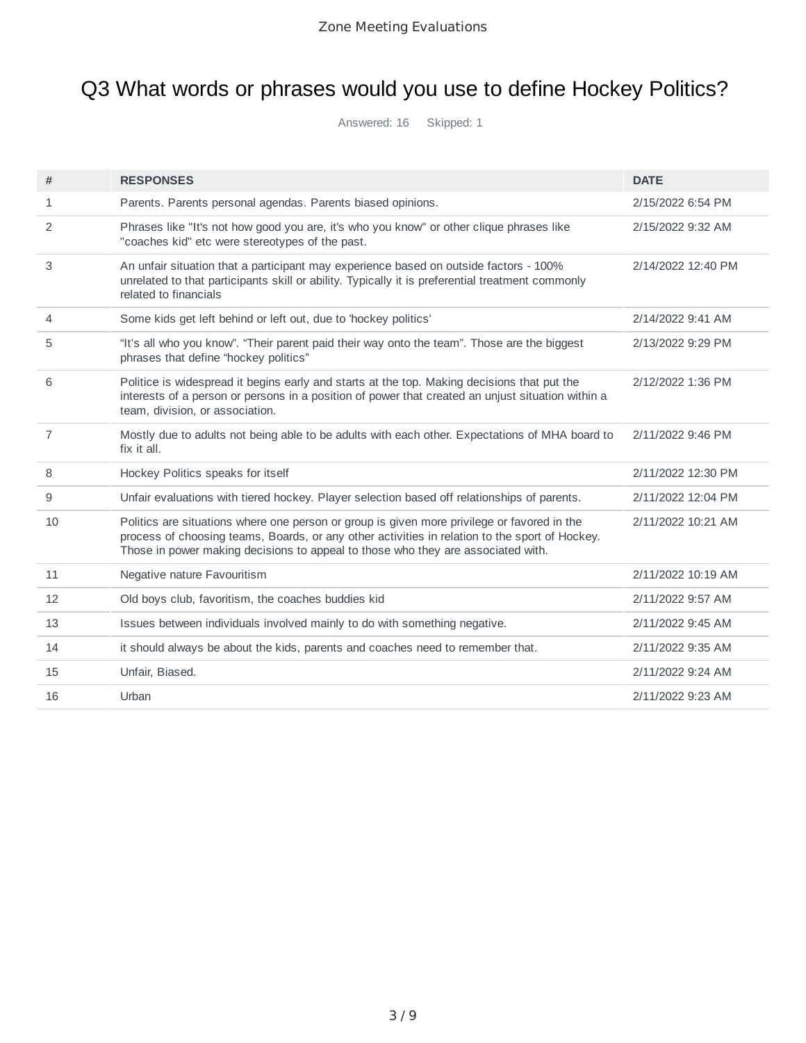# Q3 What words or phrases would you use to define Hockey Politics?

Answered: 16 Skipped: 1

| # | RESPONSES | DATE |
|---|---|---|
| 1 | Parents. Parents personal agendas. Parents biased opinions. | 2/15/2022 6:54 PM |
| 2 | Phrases like "It's not how good you are, it's who you know" or other clique phrases like "coaches kid" etc were stereotypes of the past. | 2/15/2022 9:32 AM |
| 3 | An unfair situation that a participant may experience based on outside factors - 100% unrelated to that participants skill or ability. Typically it is preferential treatment commonly related to financials | 2/14/2022 12:40 PM |
| 4 | Some kids get left behind or left out, due to 'hockey politics' | 2/14/2022 9:41 AM |
| 5 | “It’s all who you know”. “Their parent paid their way onto the team”. Those are the biggest phrases that define “hockey politics” | 2/13/2022 9:29 PM |
| 6 | Politice is widespread it begins early and starts at the top. Making decisions that put the interests of a person or persons in a position of power that created an unjust situation within a team, division, or association. | 2/12/2022 1:36 PM |
| 7 | Mostly due to adults not being able to be adults with each other. Expectations of MHA board to fix it all. | 2/11/2022 9:46 PM |
| 8 | Hockey Politics speaks for itself | 2/11/2022 12:30 PM |
| 9 | Unfair evaluations with tiered hockey. Player selection based off relationships of parents. | 2/11/2022 12:04 PM |
| 10 | Politics are situations where one person or group is given more privilege or favored in the process of choosing teams, Boards, or any other activities in relation to the sport of Hockey. Those in power making decisions to appeal to those who they are associated with. | 2/11/2022 10:21 AM |
| 11 | Negative nature Favouritism | 2/11/2022 10:19 AM |
| 12 | Old boys club, favoritism, the coaches buddies kid | 2/11/2022 9:57 AM |
| 13 | Issues between individuals involved mainly to do with something negative. | 2/11/2022 9:45 AM |
| 14 | it should always be about the kids, parents and coaches need to remember that. | 2/11/2022 9:35 AM |
| 15 | Unfair, Biased. | 2/11/2022 9:24 AM |
| 16 | Urban | 2/11/2022 9:23 AM |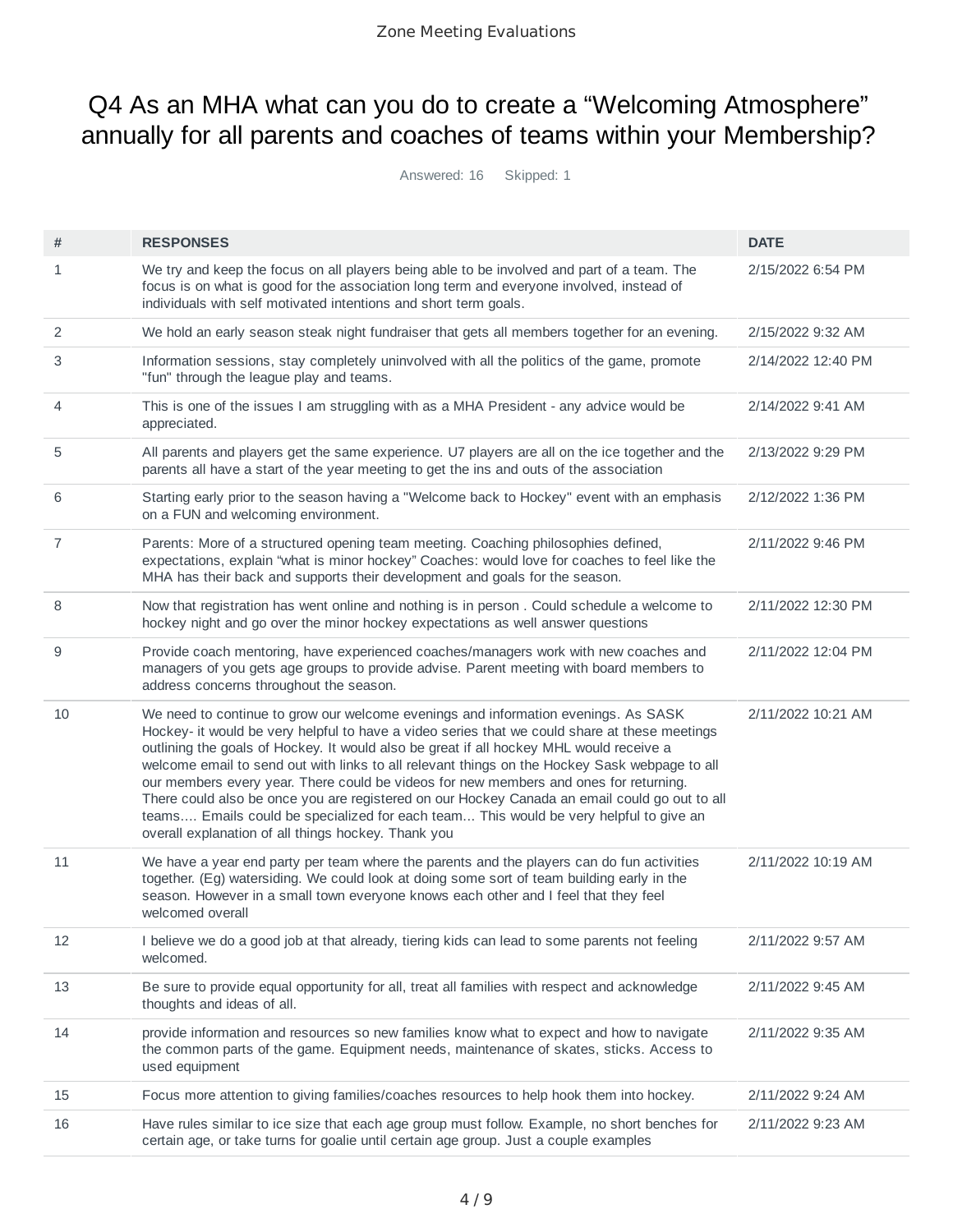# Q4 As an MHA what can you do to create a “Welcoming Atmosphere” annually for all parents and coaches of teams within your Membership?

Answered: 16 Skipped: 1

| # | RESPONSES | DATE |
|---|---|---|
| 1 | We try and keep the focus on all players being able to be involved and part of a team. The focus is on what is good for the association long term and everyone involved, instead of individuals with self motivated intentions and short term goals. | 2/15/2022 6:54 PM |
| 2 | We hold an early season steak night fundraiser that gets all members together for an evening. | 2/15/2022 9:32 AM |
| 3 | Information sessions, stay completely uninvolved with all the politics of the game, promote "fun" through the league play and teams. | 2/14/2022 12:40 PM |
| 4 | This is one of the issues I am struggling with as a MHA President - any advice would be appreciated. | 2/14/2022 9:41 AM |
| 5 | All parents and players get the same experience. U7 players are all on the ice together and the parents all have a start of the year meeting to get the ins and outs of the association | 2/13/2022 9:29 PM |
| 6 | Starting early prior to the season having a "Welcome back to Hockey" event with an emphasis on a FUN and welcoming environment. | 2/12/2022 1:36 PM |
| 7 | Parents: More of a structured opening team meeting. Coaching philosophies defined, expectations, explain “what is minor hockey” Coaches: would love for coaches to feel like the MHA has their back and supports their development and goals for the season. | 2/11/2022 9:46 PM |
| 8 | Now that registration has went online and nothing is in person . Could schedule a welcome to hockey night and go over the minor hockey expectations as well answer questions | 2/11/2022 12:30 PM |
| 9 | Provide coach mentoring, have experienced coaches/managers work with new coaches and managers of you gets age groups to provide advise. Parent meeting with board members to address concerns throughout the season. | 2/11/2022 12:04 PM |
| 10 | We need to continue to grow our welcome evenings and information evenings. As SASK Hockey- it would be very helpful to have a video series that we could share at these meetings outlining the goals of Hockey. It would also be great if all hockey MHL would receive a welcome email to send out with links to all relevant things on the Hockey Sask webpage to all our members every year. There could be videos for new members and ones for returning. There could also be once you are registered on our Hockey Canada an email could go out to all teams…. Emails could be specialized for each team… This would be very helpful to give an overall explanation of all things hockey. Thank you | 2/11/2022 10:21 AM |
| 11 | We have a year end party per team where the parents and the players can do fun activities together. (Eg) watersiding. We could look at doing some sort of team building early in the season. However in a small town everyone knows each other and I feel that they feel welcomed overall | 2/11/2022 10:19 AM |
| 12 | I believe we do a good job at that already, tiering kids can lead to some parents not feeling welcomed. | 2/11/2022 9:57 AM |
| 13 | Be sure to provide equal opportunity for all, treat all families with respect and acknowledge thoughts and ideas of all. | 2/11/2022 9:45 AM |
| 14 | provide information and resources so new families know what to expect and how to navigate the common parts of the game. Equipment needs, maintenance of skates, sticks. Access to used equipment | 2/11/2022 9:35 AM |
| 15 | Focus more attention to giving families/coaches resources to help hook them into hockey. | 2/11/2022 9:24 AM |
| 16 | Have rules similar to ice size that each age group must follow. Example, no short benches for certain age, or take turns for goalie until certain age group. Just a couple examples | 2/11/2022 9:23 AM |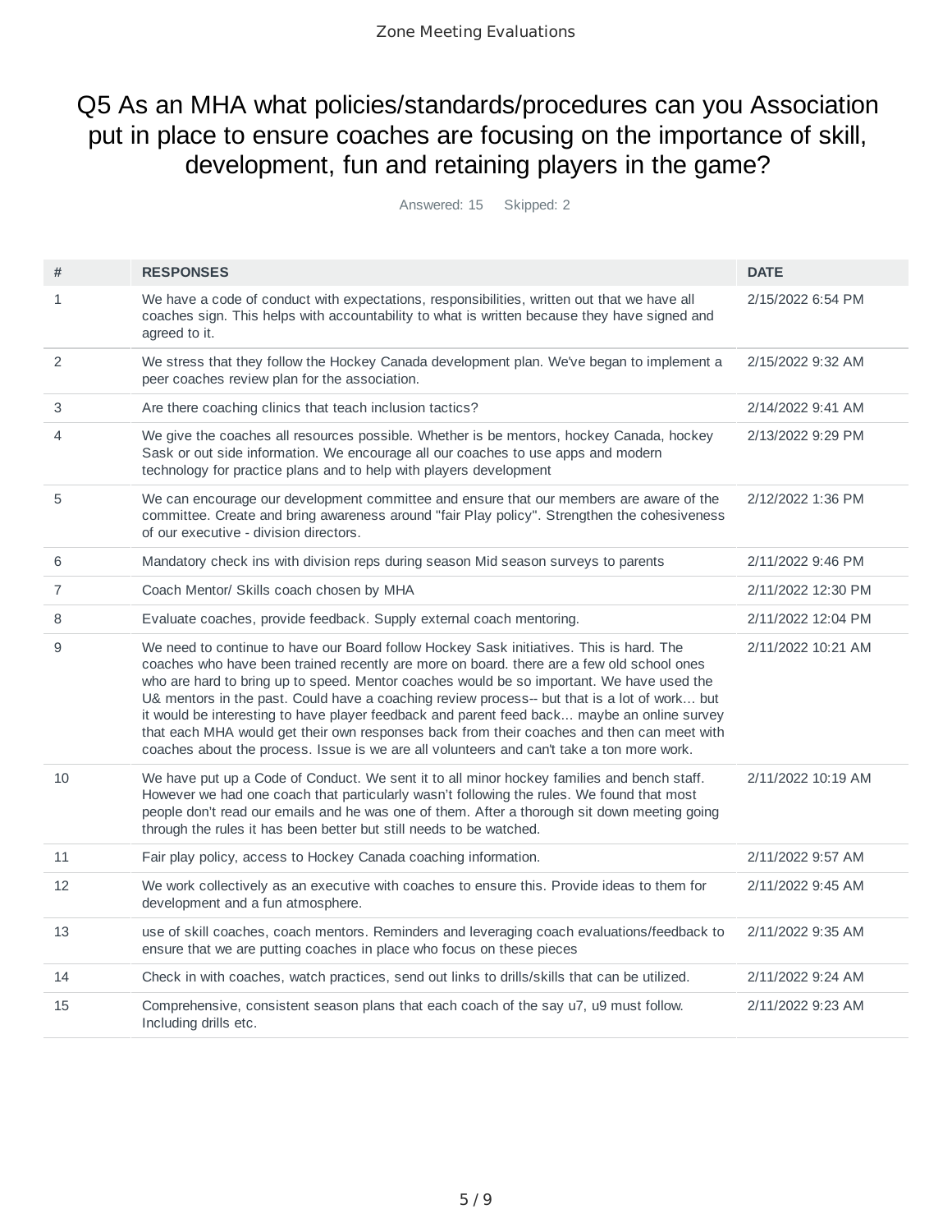# Q5 As an MHA what policies/standards/procedures can you Association put in place to ensure coaches are focusing on the importance of skill, development, fun and retaining players in the game?

Answered: 15 Skipped: 2

| # | RESPONSES | DATE |
|---|---|---|
| 1 | We have a code of conduct with expectations, responsibilities, written out that we have all coaches sign. This helps with accountability to what is written because they have signed and agreed to it. | 2/15/2022 6:54 PM |
| 2 | We stress that they follow the Hockey Canada development plan. We've began to implement a peer coaches review plan for the association. | 2/15/2022 9:32 AM |
| 3 | Are there coaching clinics that teach inclusion tactics? | 2/14/2022 9:41 AM |
| 4 | We give the coaches all resources possible. Whether is be mentors, hockey Canada, hockey Sask or out side information. We encourage all our coaches to use apps and modern technology for practice plans and to help with players development | 2/13/2022 9:29 PM |
| 5 | We can encourage our development committee and ensure that our members are aware of the committee. Create and bring awareness around "fair Play policy". Strengthen the cohesiveness of our executive - division directors. | 2/12/2022 1:36 PM |
| 6 | Mandatory check ins with division reps during season Mid season surveys to parents | 2/11/2022 9:46 PM |
| 7 | Coach Mentor/ Skills coach chosen by MHA | 2/11/2022 12:30 PM |
| 8 | Evaluate coaches, provide feedback. Supply external coach mentoring. | 2/11/2022 12:04 PM |
| 9 | We need to continue to have our Board follow Hockey Sask initiatives. This is hard. The coaches who have been trained recently are more on board. there are a few old school ones who are hard to bring up to speed. Mentor coaches would be so important. We have used the U& mentors in the past. Could have a coaching review process-- but that is a lot of work... but it would be interesting to have player feedback and parent feed back... maybe an online survey that each MHA would get their own responses back from their coaches and then can meet with coaches about the process. Issue is we are all volunteers and can't take a ton more work. | 2/11/2022 10:21 AM |
| 10 | We have put up a Code of Conduct. We sent it to all minor hockey families and bench staff. However we had one coach that particularly wasn't following the rules. We found that most people don't read our emails and he was one of them. After a thorough sit down meeting going through the rules it has been better but still needs to be watched. | 2/11/2022 10:19 AM |
| 11 | Fair play policy, access to Hockey Canada coaching information. | 2/11/2022 9:57 AM |
| 12 | We work collectively as an executive with coaches to ensure this. Provide ideas to them for development and a fun atmosphere. | 2/11/2022 9:45 AM |
| 13 | use of skill coaches, coach mentors. Reminders and leveraging coach evaluations/feedback to ensure that we are putting coaches in place who focus on these pieces | 2/11/2022 9:35 AM |
| 14 | Check in with coaches, watch practices, send out links to drills/skills that can be utilized. | 2/11/2022 9:24 AM |
| 15 | Comprehensive, consistent season plans that each coach of the say u7, u9 must follow. Including drills etc. | 2/11/2022 9:23 AM |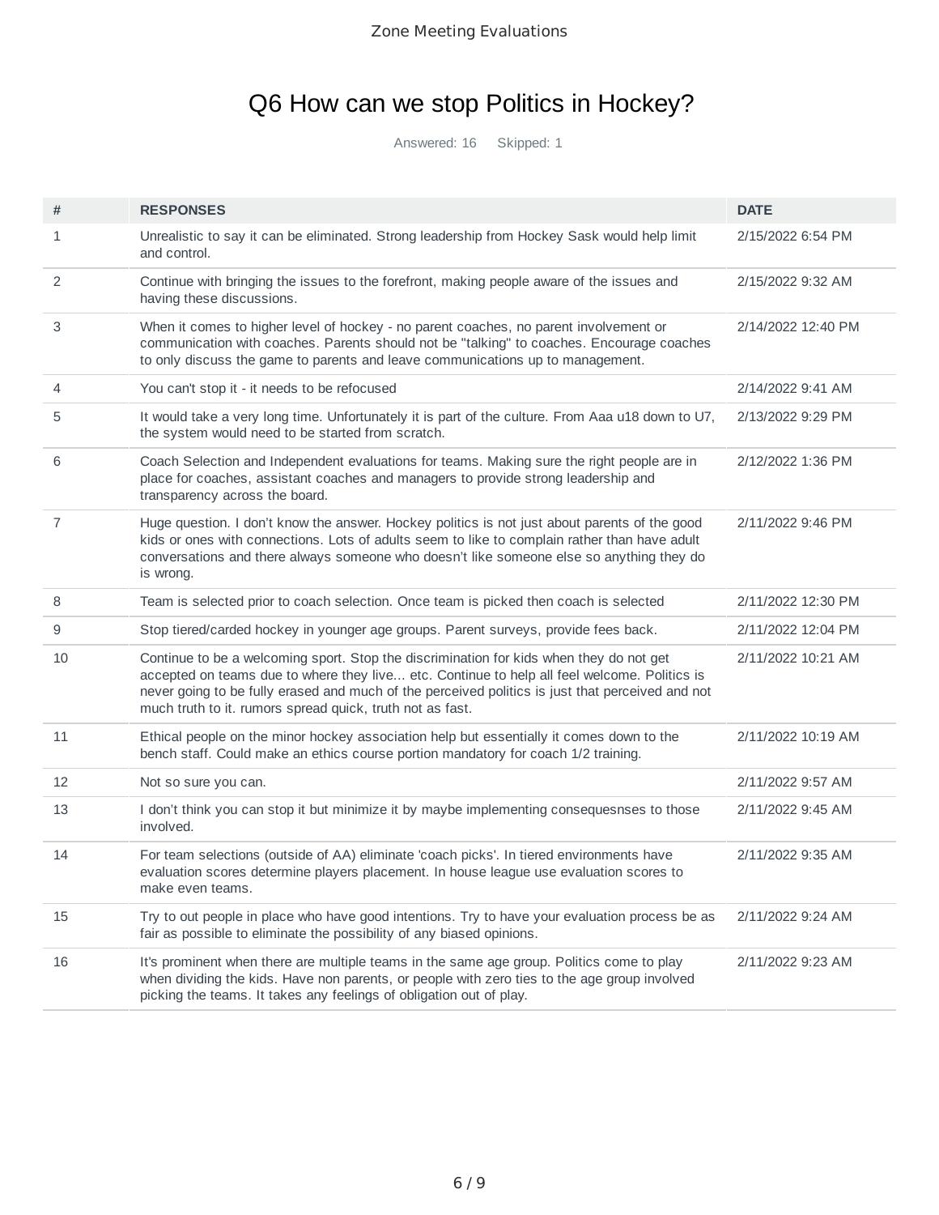# Q6 How can we stop Politics in Hockey?

Answered: 16 Skipped: 1

| # | RESPONSES | DATE |
|---|---|---|
| 1 | Unrealistic to say it can be eliminated. Strong leadership from Hockey Sask would help limit and control. | 2/15/2022 6:54 PM |
| 2 | Continue with bringing the issues to the forefront, making people aware of the issues and having these discussions. | 2/15/2022 9:32 AM |
| 3 | When it comes to higher level of hockey - no parent coaches, no parent involvement or communication with coaches. Parents should not be "talking" to coaches. Encourage coaches to only discuss the game to parents and leave communications up to management. | 2/14/2022 12:40 PM |
| 4 | You can't stop it - it needs to be refocused | 2/14/2022 9:41 AM |
| 5 | It would take a very long time. Unfortunately it is part of the culture. From Aaa u18 down to U7, the system would need to be started from scratch. | 2/13/2022 9:29 PM |
| 6 | Coach Selection and Independent evaluations for teams. Making sure the right people are in place for coaches, assistant coaches and managers to provide strong leadership and transparency across the board. | 2/12/2022 1:36 PM |
| 7 | Huge question. I don't know the answer. Hockey politics is not just about parents of the good kids or ones with connections. Lots of adults seem to like to complain rather than have adult conversations and there always someone who doesn't like someone else so anything they do is wrong. | 2/11/2022 9:46 PM |
| 8 | Team is selected prior to coach selection. Once team is picked then coach is selected | 2/11/2022 12:30 PM |
| 9 | Stop tiered/carded hockey in younger age groups. Parent surveys, provide fees back. | 2/11/2022 12:04 PM |
| 10 | Continue to be a welcoming sport. Stop the discrimination for kids when they do not get accepted on teams due to where they live... etc. Continue to help all feel welcome. Politics is never going to be fully erased and much of the perceived politics is just that perceived and not much truth to it. rumors spread quick, truth not as fast. | 2/11/2022 10:21 AM |
| 11 | Ethical people on the minor hockey association help but essentially it comes down to the bench staff. Could make an ethics course portion mandatory for coach 1/2 training. | 2/11/2022 10:19 AM |
| 12 | Not so sure you can. | 2/11/2022 9:57 AM |
| 13 | I don't think you can stop it but minimize it by maybe implementing consequesnses to those involved. | 2/11/2022 9:45 AM |
| 14 | For team selections (outside of AA) eliminate 'coach picks'. In tiered environments have evaluation scores determine players placement. In house league use evaluation scores to make even teams. | 2/11/2022 9:35 AM |
| 15 | Try to out people in place who have good intentions. Try to have your evaluation process be as fair as possible to eliminate the possibility of any biased opinions. | 2/11/2022 9:24 AM |
| 16 | It's prominent when there are multiple teams in the same age group. Politics come to play when dividing the kids. Have non parents, or people with zero ties to the age group involved picking the teams. It takes any feelings of obligation out of play. | 2/11/2022 9:23 AM |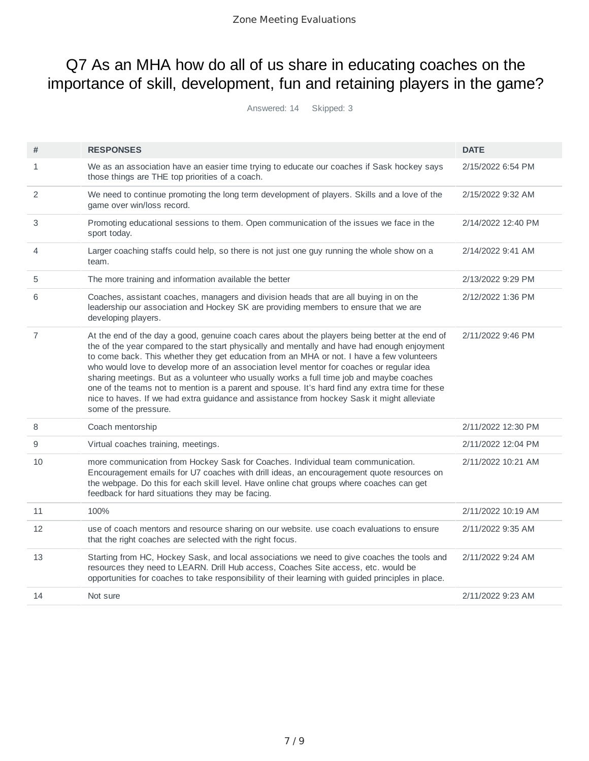# Q7 As an MHA how do all of us share in educating coaches on the importance of skill, development, fun and retaining players in the game?

Answered: 14 Skipped: 3

| # | RESPONSES | DATE |
|---|---|---|
| 1 | We as an association have an easier time trying to educate our coaches if Sask hockey says those things are THE top priorities of a coach. | 2/15/2022 6:54 PM |
| 2 | We need to continue promoting the long term development of players. Skills and a love of the game over win/loss record. | 2/15/2022 9:32 AM |
| 3 | Promoting educational sessions to them. Open communication of the issues we face in the sport today. | 2/14/2022 12:40 PM |
| 4 | Larger coaching staffs could help, so there is not just one guy running the whole show on a team. | 2/14/2022 9:41 AM |
| 5 | The more training and information available the better | 2/13/2022 9:29 PM |
| 6 | Coaches, assistant coaches, managers and division heads that are all buying in on the leadership our association and Hockey SK are providing members to ensure that we are developing players. | 2/12/2022 1:36 PM |
| 7 | At the end of the day a good, genuine coach cares about the players being better at the end of the of the year compared to the start physically and mentally and have had enough enjoyment to come back. This whether they get education from an MHA or not. I have a few volunteers who would love to develop more of an association level mentor for coaches or regular idea sharing meetings. But as a volunteer who usually works a full time job and maybe coaches one of the teams not to mention is a parent and spouse. It's hard find any extra time for these nice to haves. If we had extra guidance and assistance from hockey Sask it might alleviate some of the pressure. | 2/11/2022 9:46 PM |
| 8 | Coach mentorship | 2/11/2022 12:30 PM |
| 9 | Virtual coaches training, meetings. | 2/11/2022 12:04 PM |
| 10 | more communication from Hockey Sask for Coaches. Individual team communication. Encouragement emails for U7 coaches with drill ideas, an encouragement quote resources on the webpage. Do this for each skill level. Have online chat groups where coaches can get feedback for hard situations they may be facing. | 2/11/2022 10:21 AM |
| 11 | 100% | 2/11/2022 10:19 AM |
| 12 | use of coach mentors and resource sharing on our website. use coach evaluations to ensure that the right coaches are selected with the right focus. | 2/11/2022 9:35 AM |
| 13 | Starting from HC, Hockey Sask, and local associations we need to give coaches the tools and resources they need to LEARN. Drill Hub access, Coaches Site access, etc. would be opportunities for coaches to take responsibility of their learning with guided principles in place. | 2/11/2022 9:24 AM |
| 14 | Not sure | 2/11/2022 9:23 AM |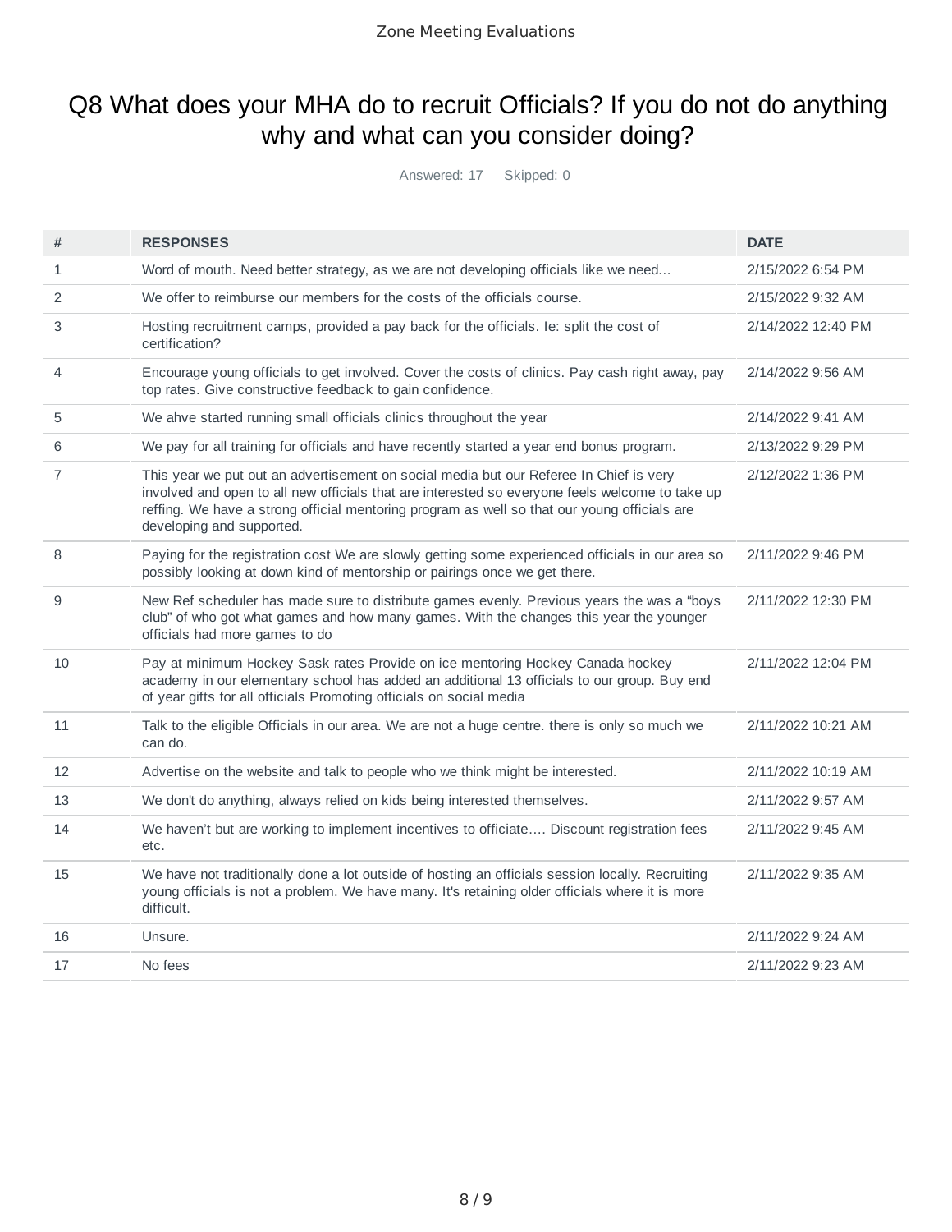# Q8 What does your MHA do to recruit Officials? If you do not do anything why and what can you consider doing?

Answered: 17 Skipped: 0

| # | RESPONSES | DATE |
| --- | --- | --- |
| 1 | Word of mouth. Need better strategy, as we are not developing officials like we need... | 2/15/2022 6:54 PM |
| 2 | We offer to reimburse our members for the costs of the officials course. | 2/15/2022 9:32 AM |
| 3 | Hosting recruitment camps, provided a pay back for the officials. Ie: split the cost of certification? | 2/14/2022 12:40 PM |
| 4 | Encourage young officials to get involved. Cover the costs of clinics. Pay cash right away, pay top rates. Give constructive feedback to gain confidence. | 2/14/2022 9:56 AM |
| 5 | We ahve started running small officials clinics throughout the year | 2/14/2022 9:41 AM |
| 6 | We pay for all training for officials and have recently started a year end bonus program. | 2/13/2022 9:29 PM |
| 7 | This year we put out an advertisement on social media but our Referee In Chief is very involved and open to all new officials that are interested so everyone feels welcome to take up reffing. We have a strong official mentoring program as well so that our young officials are developing and supported. | 2/12/2022 1:36 PM |
| 8 | Paying for the registration cost We are slowly getting some experienced officials in our area so possibly looking at down kind of mentorship or pairings once we get there. | 2/11/2022 9:46 PM |
| 9 | New Ref scheduler has made sure to distribute games evenly. Previous years the was a “boys club” of who got what games and how many games. With the changes this year the younger officials had more games to do | 2/11/2022 12:30 PM |
| 10 | Pay at minimum Hockey Sask rates Provide on ice mentoring Hockey Canada hockey academy in our elementary school has added an additional 13 officials to our group. Buy end of year gifts for all officials Promoting officials on social media | 2/11/2022 12:04 PM |
| 11 | Talk to the eligible Officials in our area. We are not a huge centre. there is only so much we can do. | 2/11/2022 10:21 AM |
| 12 | Advertise on the website and talk to people who we think might be interested. | 2/11/2022 10:19 AM |
| 13 | We don't do anything, always relied on kids being interested themselves. | 2/11/2022 9:57 AM |
| 14 | We haven’t but are working to implement incentives to officiate…. Discount registration fees etc. | 2/11/2022 9:45 AM |
| 15 | We have not traditionally done a lot outside of hosting an officials session locally. Recruiting young officials is not a problem. We have many. It's retaining older officials where it is more difficult. | 2/11/2022 9:35 AM |
| 16 | Unsure. | 2/11/2022 9:24 AM |
| 17 | No fees | 2/11/2022 9:23 AM |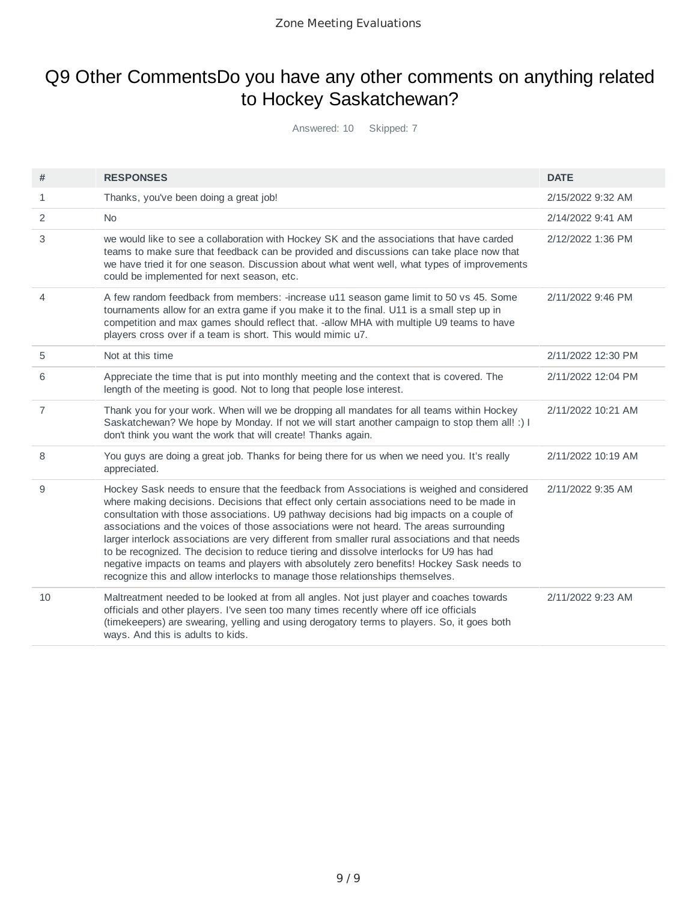# Q9 Other CommentsDo you have any other comments on anything related to Hockey Saskatchewan?

Answered: 10 Skipped: 7

| # | RESPONSES | DATE |
|---|---|---|
| 1 | Thanks, you've been doing a great job! | 2/15/2022 9:32 AM |
| 2 | No | 2/14/2022 9:41 AM |
| 3 | we would like to see a collaboration with Hockey SK and the associations that have carded teams to make sure that feedback can be provided and discussions can take place now that we have tried it for one season. Discussion about what went well, what types of improvements could be implemented for next season, etc. | 2/12/2022 1:36 PM |
| 4 | A few random feedback from members: -increase u11 season game limit to 50 vs 45. Some tournaments allow for an extra game if you make it to the final. U11 is a small step up in competition and max games should reflect that. -allow MHA with multiple U9 teams to have players cross over if a team is short. This would mimic u7. | 2/11/2022 9:46 PM |
| 5 | Not at this time | 2/11/2022 12:30 PM |
| 6 | Appreciate the time that is put into monthly meeting and the context that is covered. The length of the meeting is good. Not to long that people lose interest. | 2/11/2022 12:04 PM |
| 7 | Thank you for your work. When will we be dropping all mandates for all teams within Hockey Saskatchewan? We hope by Monday. If not we will start another campaign to stop them all! :) I don't think you want the work that will create! Thanks again. | 2/11/2022 10:21 AM |
| 8 | You guys are doing a great job. Thanks for being there for us when we need you. It's really appreciated. | 2/11/2022 10:19 AM |
| 9 | Hockey Sask needs to ensure that the feedback from Associations is weighed and considered where making decisions. Decisions that effect only certain associations need to be made in consultation with those associations. U9 pathway decisions had big impacts on a couple of associations and the voices of those associations were not heard. The areas surrounding larger interlock associations are very different from smaller rural associations and that needs to be recognized. The decision to reduce tiering and dissolve interlocks for U9 has had negative impacts on teams and players with absolutely zero benefits! Hockey Sask needs to recognize this and allow interlocks to manage those relationships themselves. | 2/11/2022 9:35 AM |
| 10 | Maltreatment needed to be looked at from all angles. Not just player and coaches towards officials and other players. I've seen too many times recently where off ice officials (timekeepers) are swearing, yelling and using derogatory terms to players. So, it goes both ways. And this is adults to kids. | 2/11/2022 9:23 AM |